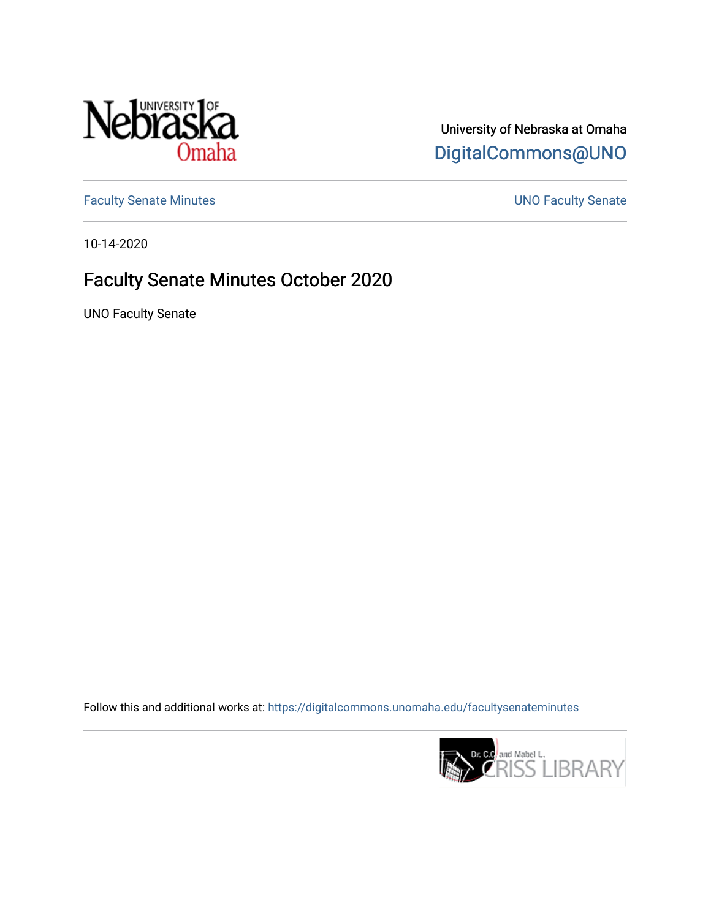University of Nebraska at Omaha

DigitalCommons@UNO

Faculty Senate Minutes

UNO Faculty Senate

10-14-2020

# Faculty Senate Minutes October 2020

UNO Faculty Senate

Follow this and additional works at: https://digitalcommons.unomaha.edu/facultysenateminutes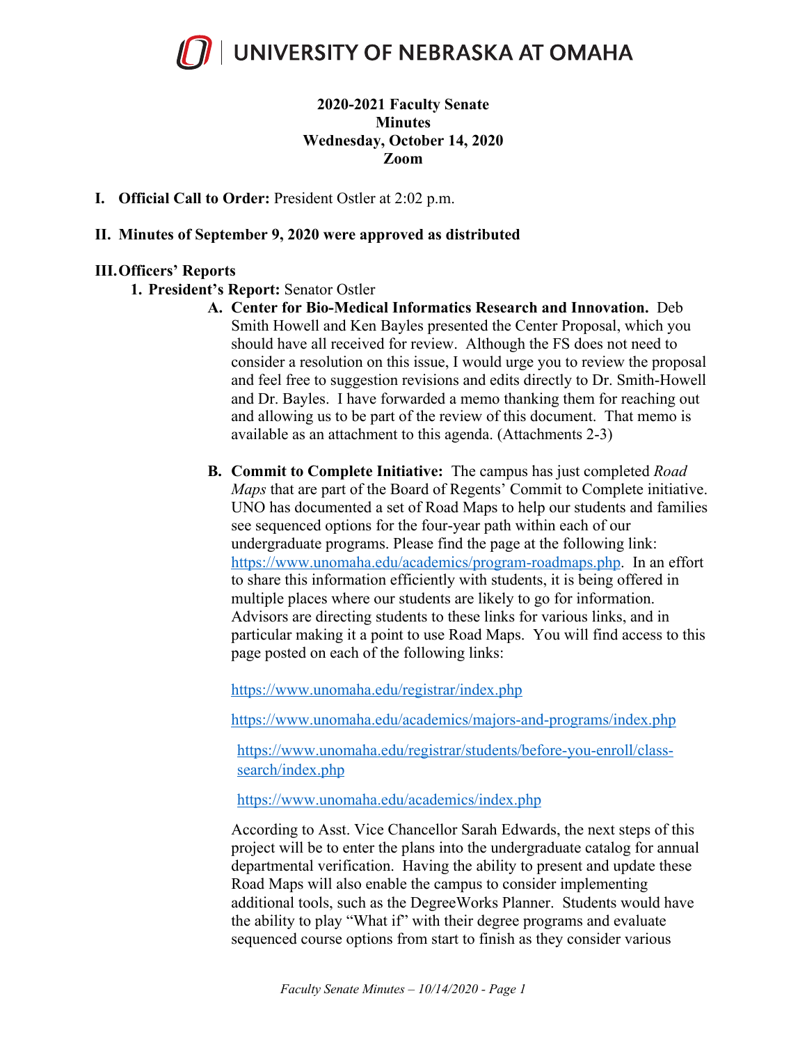# UNIVERSITY OF NEBRASKA AT OMAHA

**2020-2021 Faculty Senate**
**Minutes**
**Wednesday, October 14, 2020**
**Zoom**

**I. Official Call to Order:** President Ostler at 2:02 p.m.

**II. Minutes of September 9, 2020 were approved as distributed**

**III. Officers' Reports**

1. **President's Report:** Senator Ostler

   A. **Center for Bio-Medical Informatics Research and Innovation.** Deb Smith Howell and Ken Bayles presented the Center Proposal, which you should have all received for review. Although the FS does not need to consider a resolution on this issue, I would urge you to review the proposal and feel free to suggestion revisions and edits directly to Dr. Smith-Howell and Dr. Bayles. I have forwarded a memo thanking them for reaching out and allowing us to be part of the review of this document. That memo is available as an attachment to this agenda. (Attachments 2-3)

   B. **Commit to Complete Initiative:** The campus has just completed *Road Maps* that are part of the Board of Regents' Commit to Complete initiative. UNO has documented a set of Road Maps to help our students and families see sequenced options for the four-year path within each of our undergraduate programs. Please find the page at the following link: https://www.unomaha.edu/academics/program-roadmaps.php. In an effort to share this information efficiently with students, it is being offered in multiple places where our students are likely to go for information. Advisors are directing students to these links for various links, and in particular making it a point to use Road Maps. You will find access to this page posted on each of the following links:

   https://www.unomaha.edu/registrar/index.php

   https://www.unomaha.edu/academics/majors-and-programs/index.php

   https://www.unomaha.edu/registrar/students/before-you-enroll/class-search/index.php

   https://www.unomaha.edu/academics/index.php

   According to Asst. Vice Chancellor Sarah Edwards, the next steps of this project will be to enter the plans into the undergraduate catalog for annual departmental verification. Having the ability to present and update these Road Maps will also enable the campus to consider implementing additional tools, such as the DegreeWorks Planner. Students would have the ability to play "What if" with their degree programs and evaluate sequenced course options from start to finish as they consider various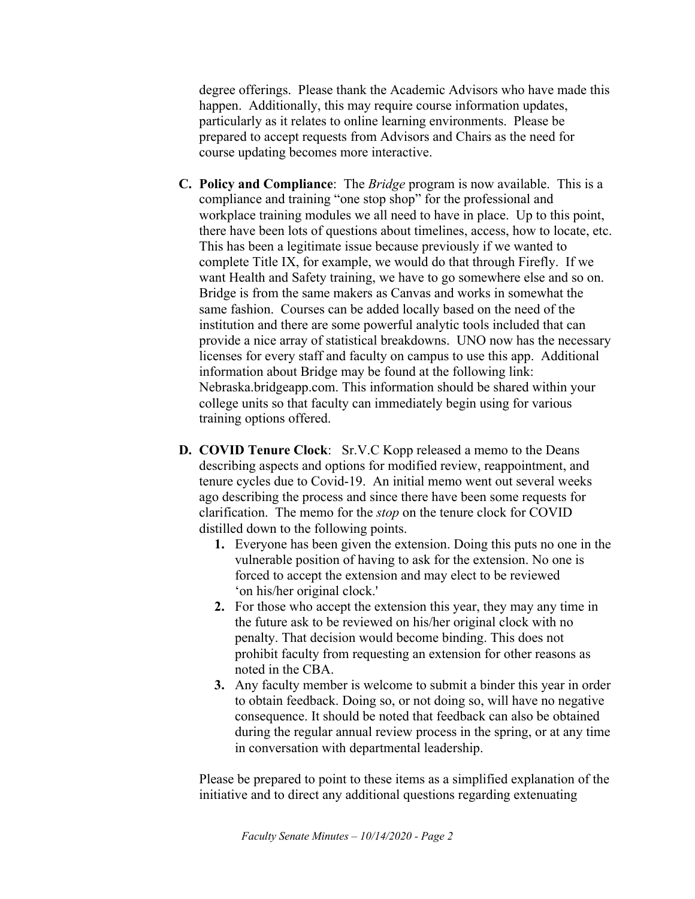degree offerings. Please thank the Academic Advisors who have made this happen. Additionally, this may require course information updates, particularly as it relates to online learning environments. Please be prepared to accept requests from Advisors and Chairs as the need for course updating becomes more interactive.

**C. Policy and Compliance**: The *Bridge* program is now available. This is a compliance and training "one stop shop" for the professional and workplace training modules we all need to have in place. Up to this point, there have been lots of questions about timelines, access, how to locate, etc. This has been a legitimate issue because previously if we wanted to complete Title IX, for example, we would do that through Firefly. If we want Health and Safety training, we have to go somewhere else and so on. Bridge is from the same makers as Canvas and works in somewhat the same fashion. Courses can be added locally based on the need of the institution and there are some powerful analytic tools included that can provide a nice array of statistical breakdowns. UNO now has the necessary licenses for every staff and faculty on campus to use this app. Additional information about Bridge may be found at the following link: Nebraska.bridgeapp.com. This information should be shared within your college units so that faculty can immediately begin using for various training options offered.

**D. COVID Tenure Clock**: Sr.V.C Kopp released a memo to the Deans describing aspects and options for modified review, reappointment, and tenure cycles due to Covid-19. An initial memo went out several weeks ago describing the process and since there have been some requests for clarification. The memo for the *stop* on the tenure clock for COVID distilled down to the following points.

1. Everyone has been given the extension. Doing this puts no one in the vulnerable position of having to ask for the extension. No one is forced to accept the extension and may elect to be reviewed 'on his/her original clock.'
2. For those who accept the extension this year, they may any time in the future ask to be reviewed on his/her original clock with no penalty. That decision would become binding. This does not prohibit faculty from requesting an extension for other reasons as noted in the CBA.
3. Any faculty member is welcome to submit a binder this year in order to obtain feedback. Doing so, or not doing so, will have no negative consequence. It should be noted that feedback can also be obtained during the regular annual review process in the spring, or at any time in conversation with departmental leadership.

Please be prepared to point to these items as a simplified explanation of the initiative and to direct any additional questions regarding extenuating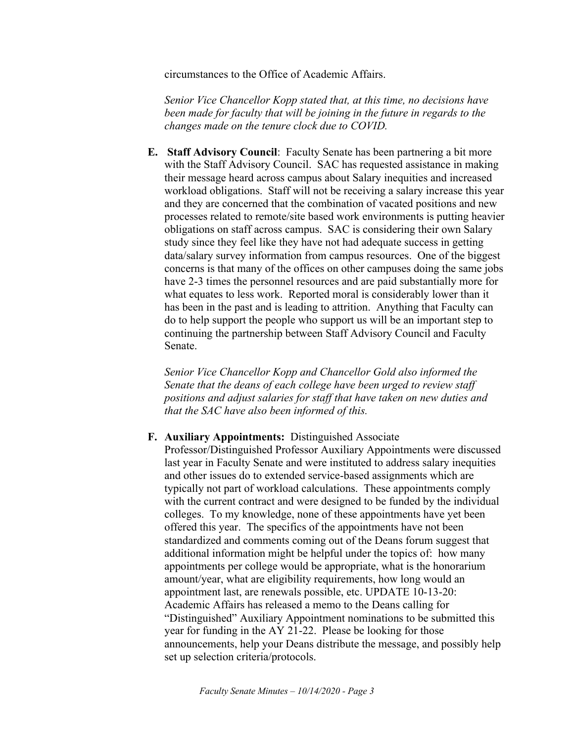circumstances to the Office of Academic Affairs.

*Senior Vice Chancellor Kopp stated that, at this time, no decisions have been made for faculty that will be joining in the future in regards to the changes made on the tenure clock due to COVID.*

**E. Staff Advisory Council**: Faculty Senate has been partnering a bit more with the Staff Advisory Council. SAC has requested assistance in making their message heard across campus about Salary inequities and increased workload obligations. Staff will not be receiving a salary increase this year and they are concerned that the combination of vacated positions and new processes related to remote/site based work environments is putting heavier obligations on staff across campus. SAC is considering their own Salary study since they feel like they have not had adequate success in getting data/salary survey information from campus resources. One of the biggest concerns is that many of the offices on other campuses doing the same jobs have 2-3 times the personnel resources and are paid substantially more for what equates to less work. Reported moral is considerably lower than it has been in the past and is leading to attrition. Anything that Faculty can do to help support the people who support us will be an important step to continuing the partnership between Staff Advisory Council and Faculty Senate.

*Senior Vice Chancellor Kopp and Chancellor Gold also informed the Senate that the deans of each college have been urged to review staff positions and adjust salaries for staff that have taken on new duties and that the SAC have also been informed of this.*

**F. Auxiliary Appointments:** Distinguished Associate Professor/Distinguished Professor Auxiliary Appointments were discussed last year in Faculty Senate and were instituted to address salary inequities and other issues do to extended service-based assignments which are typically not part of workload calculations. These appointments comply with the current contract and were designed to be funded by the individual colleges. To my knowledge, none of these appointments have yet been offered this year. The specifics of the appointments have not been standardized and comments coming out of the Deans forum suggest that additional information might be helpful under the topics of: how many appointments per college would be appropriate, what is the honorarium amount/year, what are eligibility requirements, how long would an appointment last, are renewals possible, etc. UPDATE 10-13-20: Academic Affairs has released a memo to the Deans calling for "Distinguished" Auxiliary Appointment nominations to be submitted this year for funding in the AY 21-22. Please be looking for those announcements, help your Deans distribute the message, and possibly help set up selection criteria/protocols.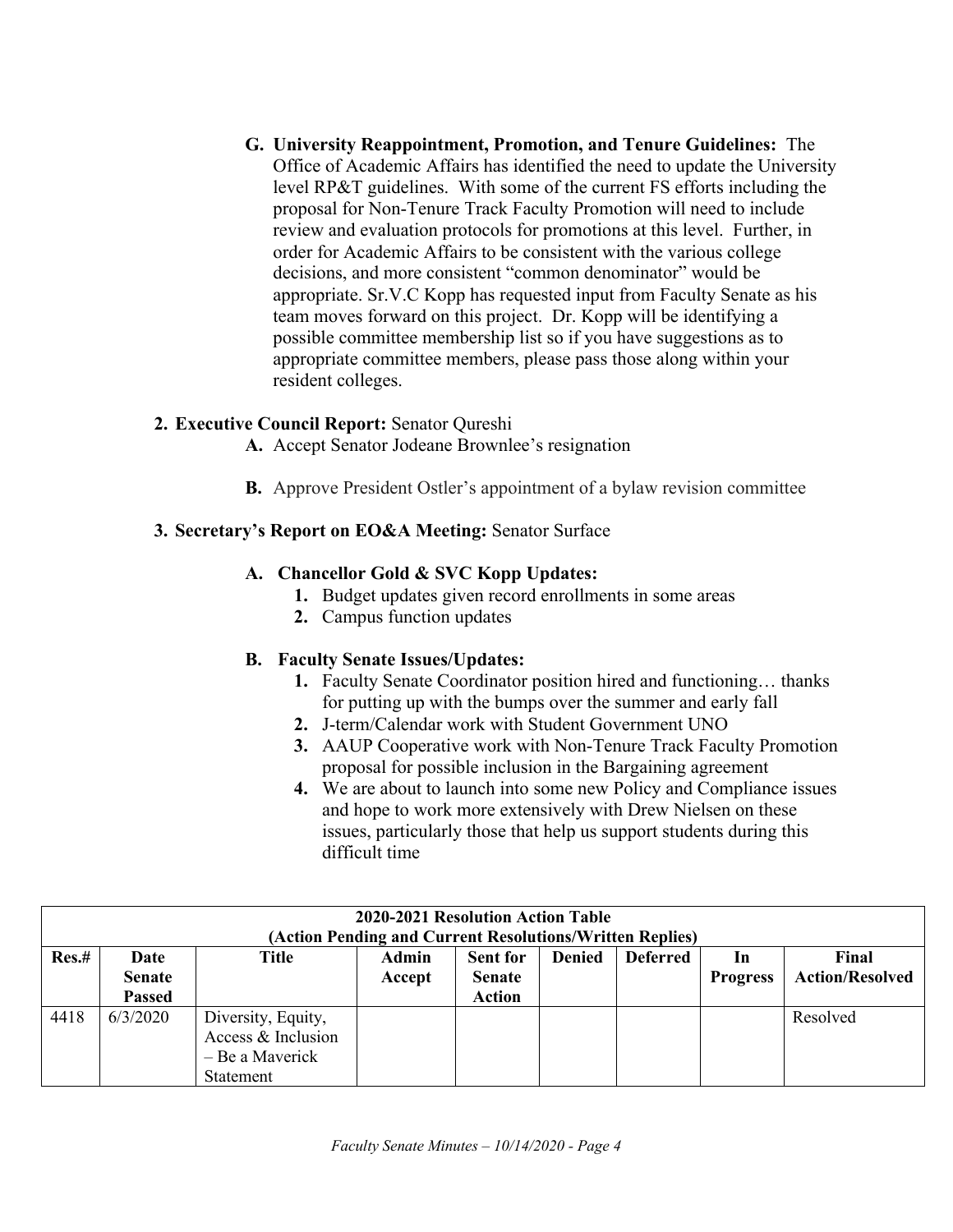G. **University Reappointment, Promotion, and Tenure Guidelines:** The Office of Academic Affairs has identified the need to update the University level RP&T guidelines. With some of the current FS efforts including the proposal for Non-Tenure Track Faculty Promotion will need to include review and evaluation protocols for promotions at this level. Further, in order for Academic Affairs to be consistent with the various college decisions, and more consistent "common denominator" would be appropriate. Sr.V.C Kopp has requested input from Faculty Senate as his team moves forward on this project. Dr. Kopp will be identifying a possible committee membership list so if you have suggestions as to appropriate committee members, please pass those along within your resident colleges.

2. **Executive Council Report:** Senator Qureshi
   - **A.** Accept Senator Jodeane Brownlee's resignation
   - **B.** Approve President Ostler's appointment of a bylaw revision committee

3. **Secretary's Report on EO&A Meeting:** Senator Surface

   **A. Chancellor Gold & SVC Kopp Updates:**
   1. Budget updates given record enrollments in some areas
   2. Campus function updates

   **B. Faculty Senate Issues/Updates:**
   1. Faculty Senate Coordinator position hired and functioning… thanks for putting up with the bumps over the summer and early fall
   2. J-term/Calendar work with Student Government UNO
   3. AAUP Cooperative work with Non-Tenure Track Faculty Promotion proposal for possible inclusion in the Bargaining agreement
   4. We are about to launch into some new Policy and Compliance issues and hope to work more extensively with Drew Nielsen on these issues, particularly those that help us support students during this difficult time

**2020-2021 Resolution Action Table**
**(Action Pending and Current Resolutions/Written Replies)**

| Res.# | Date Senate Passed | Title | Admin Accept | Sent for Senate Action | Denied | Deferred | In Progress | Final Action/Resolved |
|---|---|---|---|---|---|---|---|---|
| 4418 | 6/3/2020 | Diversity, Equity, Access & Inclusion – Be a Maverick Statement | | | | | | Resolved |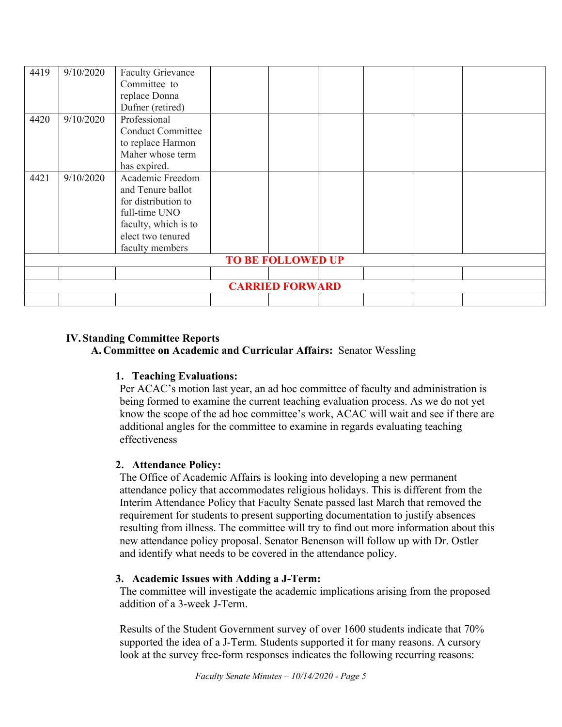| | | | | | | | | |
|---|---|---|---|---|---|---|---|---|
| 4419 | 9/10/2020 | Faculty Grievance Committee to replace Donna Dufner (retired) | | | | | | |
| 4420 | 9/10/2020 | Professional Conduct Committee to replace Harmon Maher whose term has expired. | | | | | | |
| 4421 | 9/10/2020 | Academic Freedom and Tenure ballot for distribution to full-time UNO faculty, which is to elect two tenured faculty members | | | | | | |
| **TO BE FOLLOWED UP** | | | | | | | | |
| | | | | | | | | |
| **CARRIED FORWARD** | | | | | | | | |
| | | | | | | | | |

## IV. Standing Committee Reports

### A. Committee on Academic and Curricular Affairs: Senator Wessling

**1. Teaching Evaluations:**

Per ACAC's motion last year, an ad hoc committee of faculty and administration is being formed to examine the current teaching evaluation process. As we do not yet know the scope of the ad hoc committee's work, ACAC will wait and see if there are additional angles for the committee to examine in regards evaluating teaching effectiveness

**2. Attendance Policy:**

The Office of Academic Affairs is looking into developing a new permanent attendance policy that accommodates religious holidays. This is different from the Interim Attendance Policy that Faculty Senate passed last March that removed the requirement for students to present supporting documentation to justify absences resulting from illness. The committee will try to find out more information about this new attendance policy proposal. Senator Benenson will follow up with Dr. Ostler and identify what needs to be covered in the attendance policy.

**3. Academic Issues with Adding a J-Term:**

The committee will investigate the academic implications arising from the proposed addition of a 3-week J-Term.

Results of the Student Government survey of over 1600 students indicate that 70% supported the idea of a J-Term. Students supported it for many reasons. A cursory look at the survey free-form responses indicates the following recurring reasons: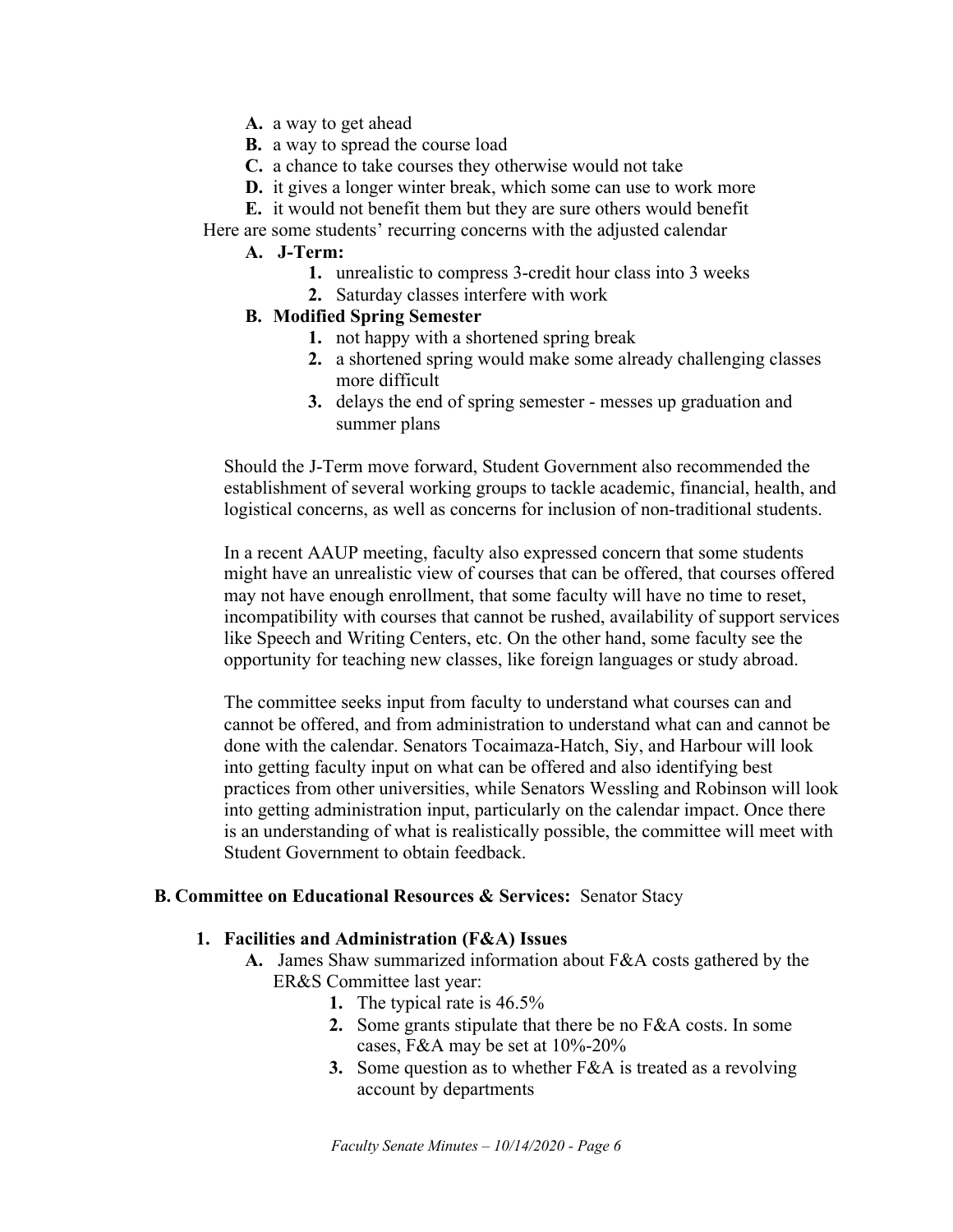- **A.** a way to get ahead
- **B.** a way to spread the course load
- **C.** a chance to take courses they otherwise would not take
- **D.** it gives a longer winter break, which some can use to work more
- **E.** it would not benefit them but they are sure others would benefit

Here are some students' recurring concerns with the adjusted calendar

- **A. J-Term:**
  1. unrealistic to compress 3-credit hour class into 3 weeks
  2. Saturday classes interfere with work
- **B. Modified Spring Semester**
  1. not happy with a shortened spring break
  2. a shortened spring would make some already challenging classes more difficult
  3. delays the end of spring semester - messes up graduation and summer plans

Should the J-Term move forward, Student Government also recommended the establishment of several working groups to tackle academic, financial, health, and logistical concerns, as well as concerns for inclusion of non-traditional students.

In a recent AAUP meeting, faculty also expressed concern that some students might have an unrealistic view of courses that can be offered, that courses offered may not have enough enrollment, that some faculty will have no time to reset, incompatibility with courses that cannot be rushed, availability of support services like Speech and Writing Centers, etc. On the other hand, some faculty see the opportunity for teaching new classes, like foreign languages or study abroad.

The committee seeks input from faculty to understand what courses can and cannot be offered, and from administration to understand what can and cannot be done with the calendar. Senators Tocaimaza-Hatch, Siy, and Harbour will look into getting faculty input on what can be offered and also identifying best practices from other universities, while Senators Wessling and Robinson will look into getting administration input, particularly on the calendar impact. Once there is an understanding of what is realistically possible, the committee will meet with Student Government to obtain feedback.

**B. Committee on Educational Resources & Services:** Senator Stacy

**1. Facilities and Administration (F&A) Issues**

- **A.** James Shaw summarized information about F&A costs gathered by the ER&S Committee last year:
  1. The typical rate is 46.5%
  2. Some grants stipulate that there be no F&A costs. In some cases, F&A may be set at 10%-20%
  3. Some question as to whether F&A is treated as a revolving account by departments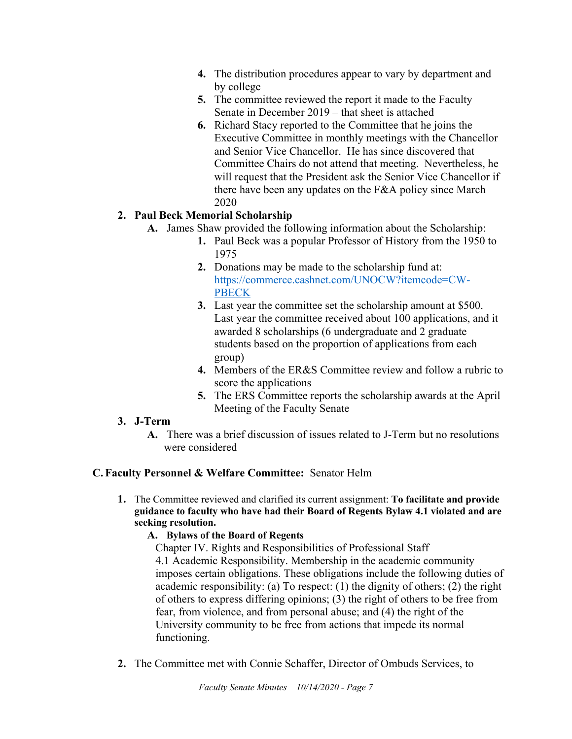4. The distribution procedures appear to vary by department and by college
5. The committee reviewed the report it made to the Faculty Senate in December 2019 – that sheet is attached
6. Richard Stacy reported to the Committee that he joins the Executive Committee in monthly meetings with the Chancellor and Senior Vice Chancellor. He has since discovered that Committee Chairs do not attend that meeting. Nevertheless, he will request that the President ask the Senior Vice Chancellor if there have been any updates on the F&A policy since March 2020

2. **Paul Beck Memorial Scholarship**
   - **A.** James Shaw provided the following information about the Scholarship:
     1. Paul Beck was a popular Professor of History from the 1950 to 1975
     2. Donations may be made to the scholarship fund at: https://commerce.cashnet.com/UNOCW?itemcode=CW-PBECK
     3. Last year the committee set the scholarship amount at $500. Last year the committee received about 100 applications, and it awarded 8 scholarships (6 undergraduate and 2 graduate students based on the proportion of applications from each group)
     4. Members of the ER&S Committee review and follow a rubric to score the applications
     5. The ERS Committee reports the scholarship awards at the April Meeting of the Faculty Senate

3. **J-Term**
   - **A.** There was a brief discussion of issues related to J-Term but no resolutions were considered

**C. Faculty Personnel & Welfare Committee:** Senator Helm

1. The Committee reviewed and clarified its current assignment: **To facilitate and provide guidance to faculty who have had their Board of Regents Bylaw 4.1 violated and are seeking resolution.**
   - **A. Bylaws of the Board of Regents**

     Chapter IV. Rights and Responsibilities of Professional Staff

     4.1 Academic Responsibility. Membership in the academic community imposes certain obligations. These obligations include the following duties of academic responsibility: (a) To respect: (1) the dignity of others; (2) the right of others to express differing opinions; (3) the right of others to be free from fear, from violence, and from personal abuse; and (4) the right of the University community to be free from actions that impede its normal functioning.

2. The Committee met with Connie Schaffer, Director of Ombuds Services, to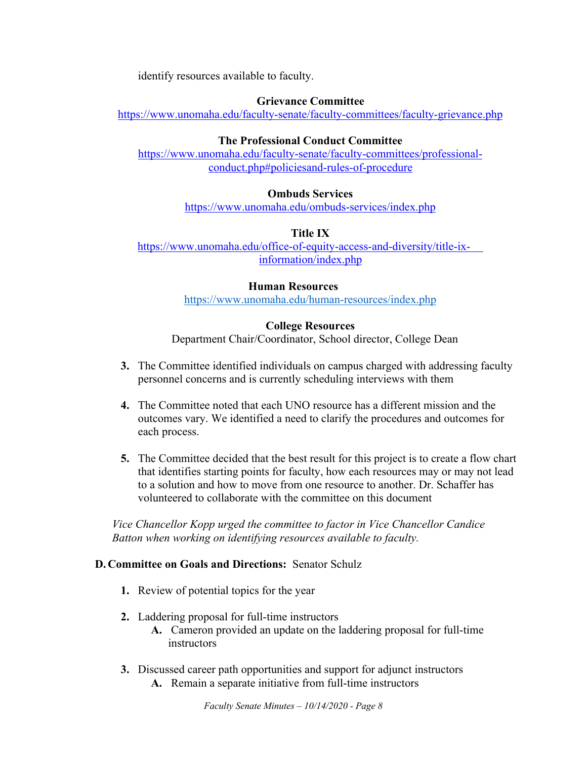identify resources available to faculty.

**Grievance Committee**
https://www.unomaha.edu/faculty-senate/faculty-committees/faculty-grievance.php

**The Professional Conduct Committee**
https://www.unomaha.edu/faculty-senate/faculty-committees/professional-conduct.php#policiesand-rules-of-procedure

**Ombuds Services**
https://www.unomaha.edu/ombuds-services/index.php

**Title IX**
https://www.unomaha.edu/office-of-equity-access-and-diversity/title-ix-information/index.php

**Human Resources**
https://www.unomaha.edu/human-resources/index.php

**College Resources**
Department Chair/Coordinator, School director, College Dean

3. The Committee identified individuals on campus charged with addressing faculty personnel concerns and is currently scheduling interviews with them

4. The Committee noted that each UNO resource has a different mission and the outcomes vary. We identified a need to clarify the procedures and outcomes for each process.

5. The Committee decided that the best result for this project is to create a flow chart that identifies starting points for faculty, how each resources may or may not lead to a solution and how to move from one resource to another. Dr. Schaffer has volunteered to collaborate with the committee on this document

*Vice Chancellor Kopp urged the committee to factor in Vice Chancellor Candice Batton when working on identifying resources available to faculty.*

**D. Committee on Goals and Directions:** Senator Schulz

1. Review of potential topics for the year

2. Laddering proposal for full-time instructors
   - **A.** Cameron provided an update on the laddering proposal for full-time instructors

3. Discussed career path opportunities and support for adjunct instructors
   - **A.** Remain a separate initiative from full-time instructors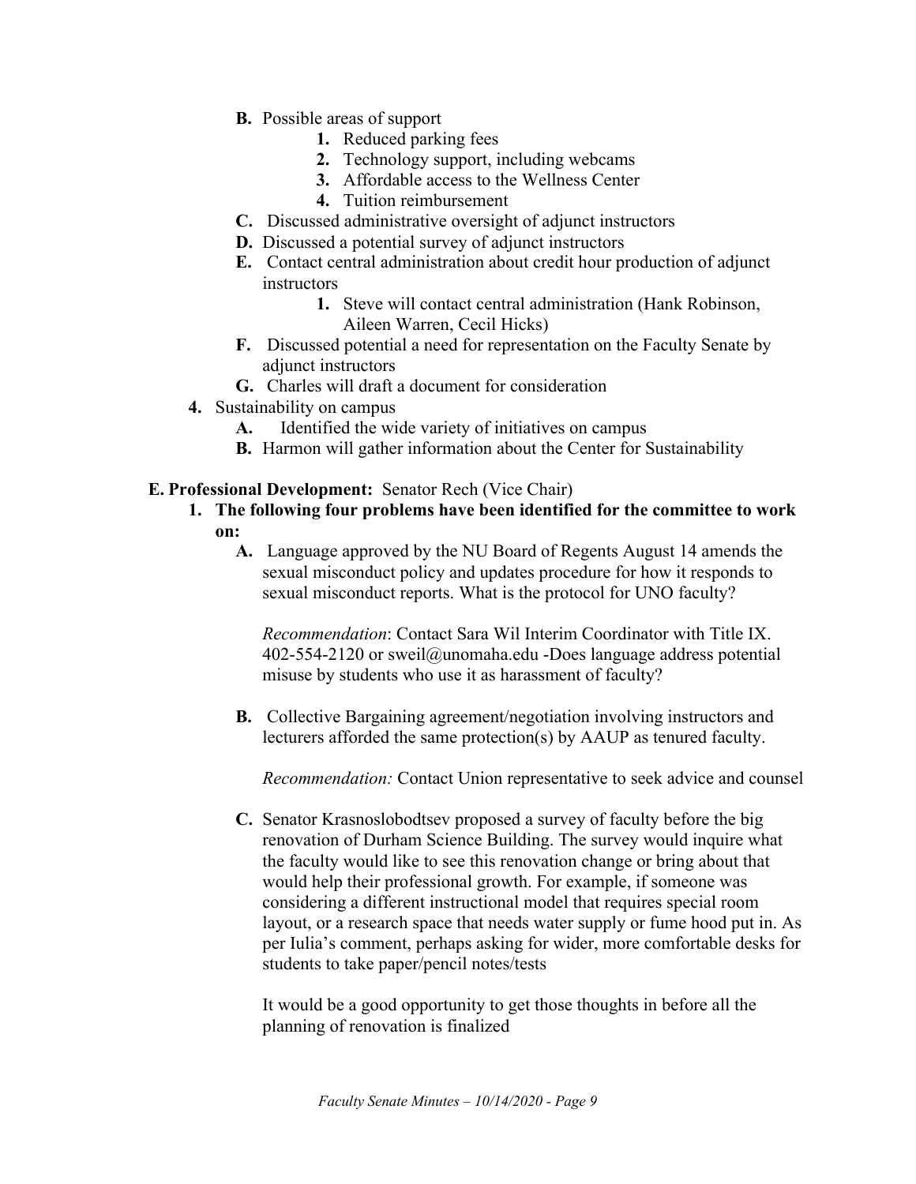- **B.** Possible areas of support
  - **1.** Reduced parking fees
  - **2.** Technology support, including webcams
  - **3.** Affordable access to the Wellness Center
  - **4.** Tuition reimbursement
- **C.** Discussed administrative oversight of adjunct instructors
- **D.** Discussed a potential survey of adjunct instructors
- **E.** Contact central administration about credit hour production of adjunct instructors
  - **1.** Steve will contact central administration (Hank Robinson, Aileen Warren, Cecil Hicks)
- **F.** Discussed potential a need for representation on the Faculty Senate by adjunct instructors
- **G.** Charles will draft a document for consideration

**4.** Sustainability on campus
- **A.** Identified the wide variety of initiatives on campus
- **B.** Harmon will gather information about the Center for Sustainability

**E. Professional Development:** Senator Rech (Vice Chair)

**1. The following four problems have been identified for the committee to work on:**

**A.** Language approved by the NU Board of Regents August 14 amends the sexual misconduct policy and updates procedure for how it responds to sexual misconduct reports. What is the protocol for UNO faculty?

*Recommendation*: Contact Sara Wil Interim Coordinator with Title IX. 402-554-2120 or sweil@unomaha.edu -Does language address potential misuse by students who use it as harassment of faculty?

**B.** Collective Bargaining agreement/negotiation involving instructors and lecturers afforded the same protection(s) by AAUP as tenured faculty.

*Recommendation:* Contact Union representative to seek advice and counsel

**C.** Senator Krasnoslobodtsev proposed a survey of faculty before the big renovation of Durham Science Building. The survey would inquire what the faculty would like to see this renovation change or bring about that would help their professional growth. For example, if someone was considering a different instructional model that requires special room layout, or a research space that needs water supply or fume hood put in. As per Iulia's comment, perhaps asking for wider, more comfortable desks for students to take paper/pencil notes/tests

It would be a good opportunity to get those thoughts in before all the planning of renovation is finalized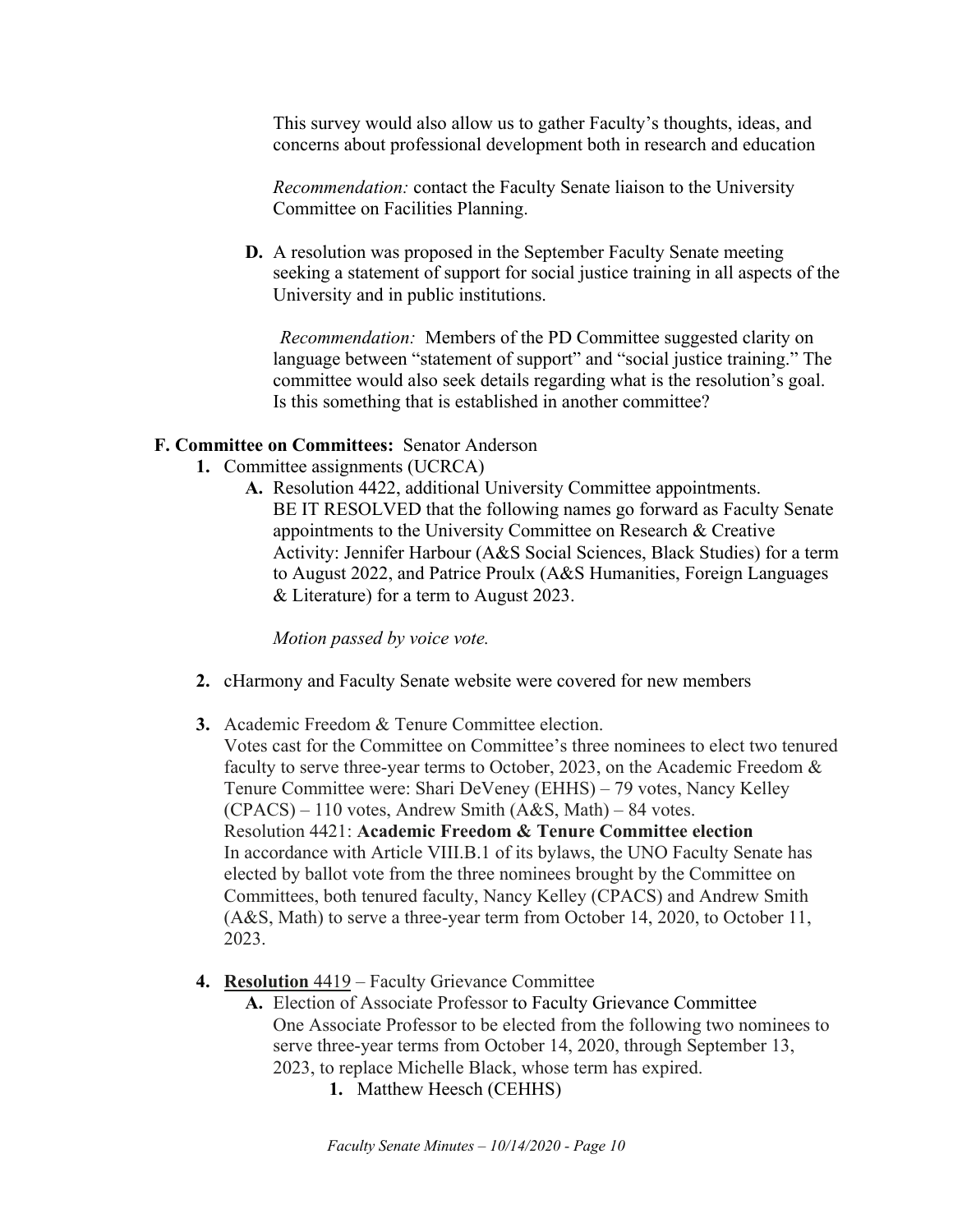This survey would also allow us to gather Faculty's thoughts, ideas, and concerns about professional development both in research and education

*Recommendation:* contact the Faculty Senate liaison to the University Committee on Facilities Planning.

**D.** A resolution was proposed in the September Faculty Senate meeting seeking a statement of support for social justice training in all aspects of the University and in public institutions.

*Recommendation:* Members of the PD Committee suggested clarity on language between "statement of support" and "social justice training." The committee would also seek details regarding what is the resolution's goal. Is this something that is established in another committee?

**F. Committee on Committees:** Senator Anderson

1. Committee assignments (UCRCA)
   - **A.** Resolution 4422, additional University Committee appointments. BE IT RESOLVED that the following names go forward as Faculty Senate appointments to the University Committee on Research & Creative Activity: Jennifer Harbour (A&S Social Sciences, Black Studies) for a term to August 2022, and Patrice Proulx (A&S Humanities, Foreign Languages & Literature) for a term to August 2023.

     *Motion passed by voice vote.*

2. cHarmony and Faculty Senate website were covered for new members

3. Academic Freedom & Tenure Committee election.
   Votes cast for the Committee on Committee's three nominees to elect two tenured faculty to serve three-year terms to October, 2023, on the Academic Freedom & Tenure Committee were: Shari DeVeney (EHHS) – 79 votes, Nancy Kelley (CPACS) – 110 votes, Andrew Smith (A&S, Math) – 84 votes.
   Resolution 4421: **Academic Freedom & Tenure Committee election**
   In accordance with Article VIII.B.1 of its bylaws, the UNO Faculty Senate has elected by ballot vote from the three nominees brought by the Committee on Committees, both tenured faculty, Nancy Kelley (CPACS) and Andrew Smith (A&S, Math) to serve a three-year term from October 14, 2020, to October 11, 2023.

4. **<u>Resolution</u>** <u>4419</u> – Faculty Grievance Committee
   - **A.** Election of Associate Professor to Faculty Grievance Committee
     One Associate Professor to be elected from the following two nominees to serve three-year terms from October 14, 2020, through September 13, 2023, to replace Michelle Black, whose term has expired.
     1. Matthew Heesch (CEHHS)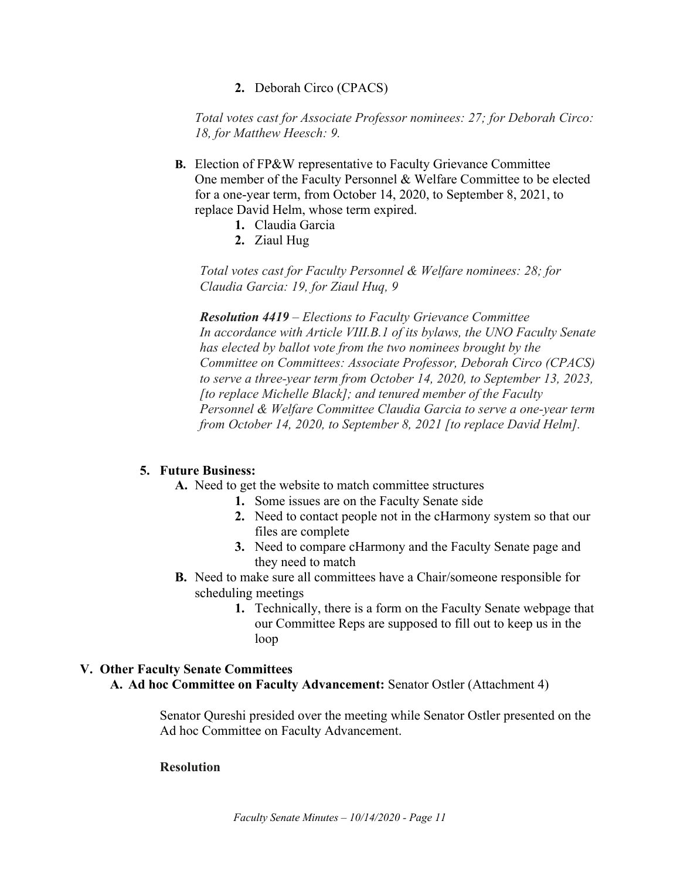2. Deborah Circo (CPACS)

*Total votes cast for Associate Professor nominees: 27; for Deborah Circo: 18, for Matthew Heesch: 9.*

**B.** Election of FP&W representative to Faculty Grievance Committee
One member of the Faculty Personnel & Welfare Committee to be elected for a one-year term, from October 14, 2020, to September 8, 2021, to replace David Helm, whose term expired.

1. Claudia Garcia
2. Ziaul Hug

*Total votes cast for Faculty Personnel & Welfare nominees: 28; for Claudia Garcia: 19, for Ziaul Huq, 9*

***Resolution 4419** – Elections to Faculty Grievance Committee*
*In accordance with Article VIII.B.1 of its bylaws, the UNO Faculty Senate has elected by ballot vote from the two nominees brought by the Committee on Committees: Associate Professor, Deborah Circo (CPACS) to serve a three-year term from October 14, 2020, to September 13, 2023, [to replace Michelle Black]; and tenured member of the Faculty Personnel & Welfare Committee Claudia Garcia to serve a one-year term from October 14, 2020, to September 8, 2021 [to replace David Helm].*

**5. Future Business:**

**A.** Need to get the website to match committee structures

1. Some issues are on the Faculty Senate side
2. Need to contact people not in the cHarmony system so that our files are complete
3. Need to compare cHarmony and the Faculty Senate page and they need to match

**B.** Need to make sure all committees have a Chair/someone responsible for scheduling meetings

1. Technically, there is a form on the Faculty Senate webpage that our Committee Reps are supposed to fill out to keep us in the loop

## V. Other Faculty Senate Committees

**A. Ad hoc Committee on Faculty Advancement:** Senator Ostler (Attachment 4)

Senator Qureshi presided over the meeting while Senator Ostler presented on the Ad hoc Committee on Faculty Advancement.

**Resolution**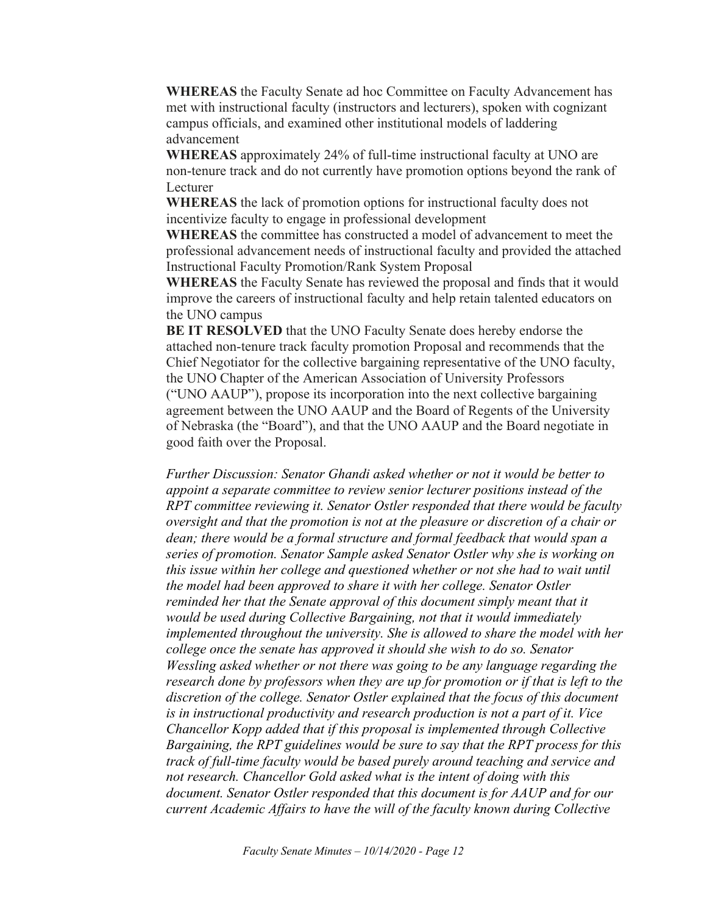**WHEREAS** the Faculty Senate ad hoc Committee on Faculty Advancement has met with instructional faculty (instructors and lecturers), spoken with cognizant campus officials, and examined other institutional models of laddering advancement

**WHEREAS** approximately 24% of full-time instructional faculty at UNO are non-tenure track and do not currently have promotion options beyond the rank of Lecturer

**WHEREAS** the lack of promotion options for instructional faculty does not incentivize faculty to engage in professional development

**WHEREAS** the committee has constructed a model of advancement to meet the professional advancement needs of instructional faculty and provided the attached Instructional Faculty Promotion/Rank System Proposal

**WHEREAS** the Faculty Senate has reviewed the proposal and finds that it would improve the careers of instructional faculty and help retain talented educators on the UNO campus

**BE IT RESOLVED** that the UNO Faculty Senate does hereby endorse the attached non-tenure track faculty promotion Proposal and recommends that the Chief Negotiator for the collective bargaining representative of the UNO faculty, the UNO Chapter of the American Association of University Professors ("UNO AAUP"), propose its incorporation into the next collective bargaining agreement between the UNO AAUP and the Board of Regents of the University of Nebraska (the "Board"), and that the UNO AAUP and the Board negotiate in good faith over the Proposal.

*Further Discussion: Senator Ghandi asked whether or not it would be better to appoint a separate committee to review senior lecturer positions instead of the RPT committee reviewing it. Senator Ostler responded that there would be faculty oversight and that the promotion is not at the pleasure or discretion of a chair or dean; there would be a formal structure and formal feedback that would span a series of promotion. Senator Sample asked Senator Ostler why she is working on this issue within her college and questioned whether or not she had to wait until the model had been approved to share it with her college. Senator Ostler reminded her that the Senate approval of this document simply meant that it would be used during Collective Bargaining, not that it would immediately implemented throughout the university. She is allowed to share the model with her college once the senate has approved it should she wish to do so. Senator Wessling asked whether or not there was going to be any language regarding the research done by professors when they are up for promotion or if that is left to the discretion of the college. Senator Ostler explained that the focus of this document is in instructional productivity and research production is not a part of it. Vice Chancellor Kopp added that if this proposal is implemented through Collective Bargaining, the RPT guidelines would be sure to say that the RPT process for this track of full-time faculty would be based purely around teaching and service and not research. Chancellor Gold asked what is the intent of doing with this document. Senator Ostler responded that this document is for AAUP and for our current Academic Affairs to have the will of the faculty known during Collective*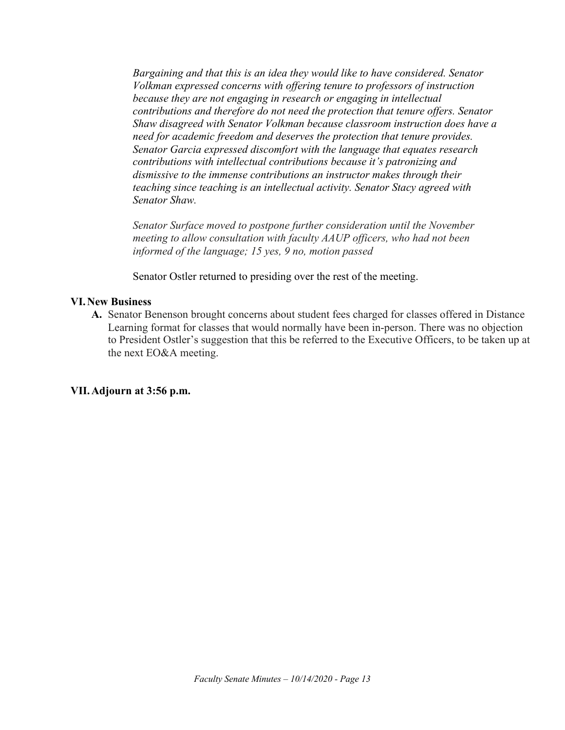*Bargaining and that this is an idea they would like to have considered. Senator Volkman expressed concerns with offering tenure to professors of instruction because they are not engaging in research or engaging in intellectual contributions and therefore do not need the protection that tenure offers. Senator Shaw disagreed with Senator Volkman because classroom instruction does have a need for academic freedom and deserves the protection that tenure provides. Senator Garcia expressed discomfort with the language that equates research contributions with intellectual contributions because it's patronizing and dismissive to the immense contributions an instructor makes through their teaching since teaching is an intellectual activity. Senator Stacy agreed with Senator Shaw.*

*Senator Surface moved to postpone further consideration until the November meeting to allow consultation with faculty AAUP officers, who had not been informed of the language; 15 yes, 9 no, motion passed*

Senator Ostler returned to presiding over the rest of the meeting.

## VI. New Business

**A.** Senator Benenson brought concerns about student fees charged for classes offered in Distance Learning format for classes that would normally have been in-person. There was no objection to President Ostler's suggestion that this be referred to the Executive Officers, to be taken up at the next EO&A meeting.

## VII. Adjourn at 3:56 p.m.